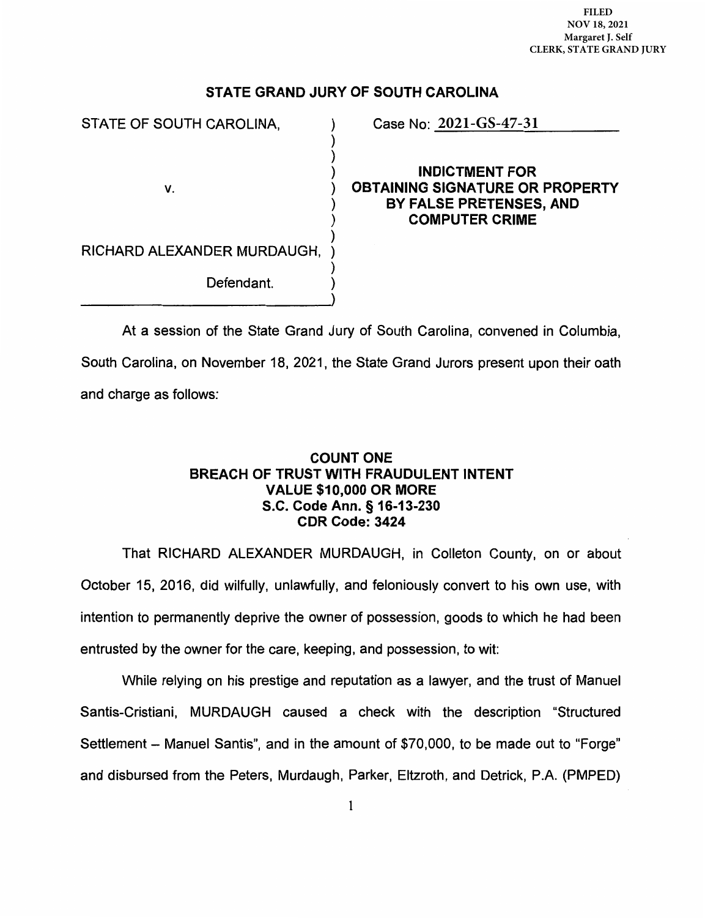FILED
NOV 18, 2021
Margaret J. Self
CLERK, STATE GRAND JURY

## STATE GRAND JURY OF SOUTH CAROLINA

STATE OF SOUTH CAROLINA,

v.

RICHARD ALEXANDER MURDAUGH,

Defendant.

Case No: 2021-GS-47-31

**INDICTMENT FOR OBTAINING SIGNATURE OR PROPERTY BY FALSE PRETENSES, AND COMPUTER CRIME**

At a session of the State Grand Jury of South Carolina, convened in Columbia, South Carolina, on November 18, 2021, the State Grand Jurors present upon their oath and charge as follows:

### COUNT ONE
### BREACH OF TRUST WITH FRAUDULENT INTENT
### VALUE $10,000 OR MORE
### S.C. Code Ann. § 16-13-230
### CDR Code: 3424

That RICHARD ALEXANDER MURDAUGH, in Colleton County, on or about October 15, 2016, did wilfully, unlawfully, and feloniously convert to his own use, with intention to permanently deprive the owner of possession, goods to which he had been entrusted by the owner for the care, keeping, and possession, to wit:

While relying on his prestige and reputation as a lawyer, and the trust of Manuel Santis-Cristiani, MURDAUGH caused a check with the description "Structured Settlement – Manuel Santis", and in the amount of $70,000, to be made out to "Forge" and disbursed from the Peters, Murdaugh, Parker, Eltzroth, and Detrick, P.A. (PMPED)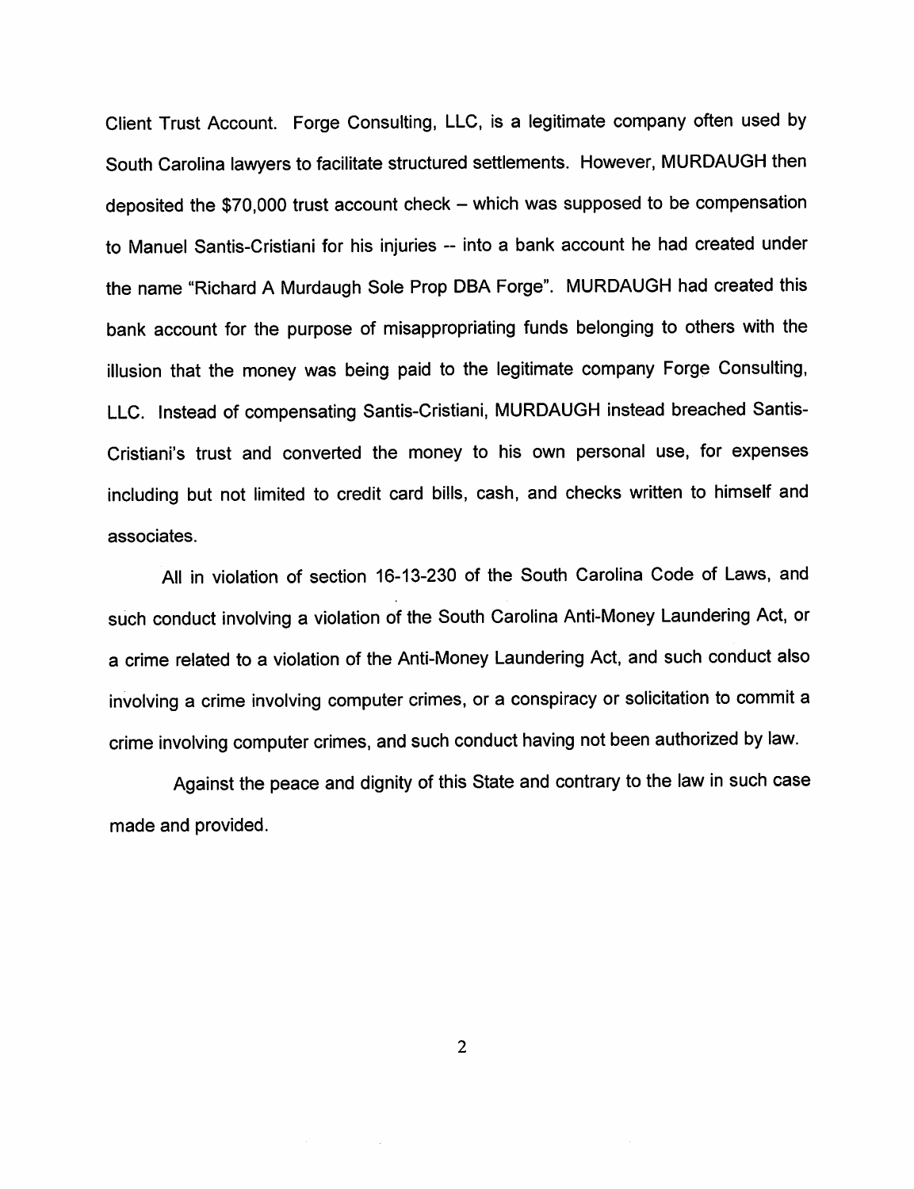Client Trust Account. Forge Consulting, LLC, is a legitimate company often used by South Carolina lawyers to facilitate structured settlements. However, MURDAUGH then deposited the $70,000 trust account check – which was supposed to be compensation to Manuel Santis-Cristiani for his injuries -- into a bank account he had created under the name "Richard A Murdaugh Sole Prop DBA Forge". MURDAUGH had created this bank account for the purpose of misappropriating funds belonging to others with the illusion that the money was being paid to the legitimate company Forge Consulting, LLC. Instead of compensating Santis-Cristiani, MURDAUGH instead breached Santis-Cristiani's trust and converted the money to his own personal use, for expenses including but not limited to credit card bills, cash, and checks written to himself and associates.

All in violation of section 16-13-230 of the South Carolina Code of Laws, and such conduct involving a violation of the South Carolina Anti-Money Laundering Act, or a crime related to a violation of the Anti-Money Laundering Act, and such conduct also involving a crime involving computer crimes, or a conspiracy or solicitation to commit a crime involving computer crimes, and such conduct having not been authorized by law.

Against the peace and dignity of this State and contrary to the law in such case made and provided.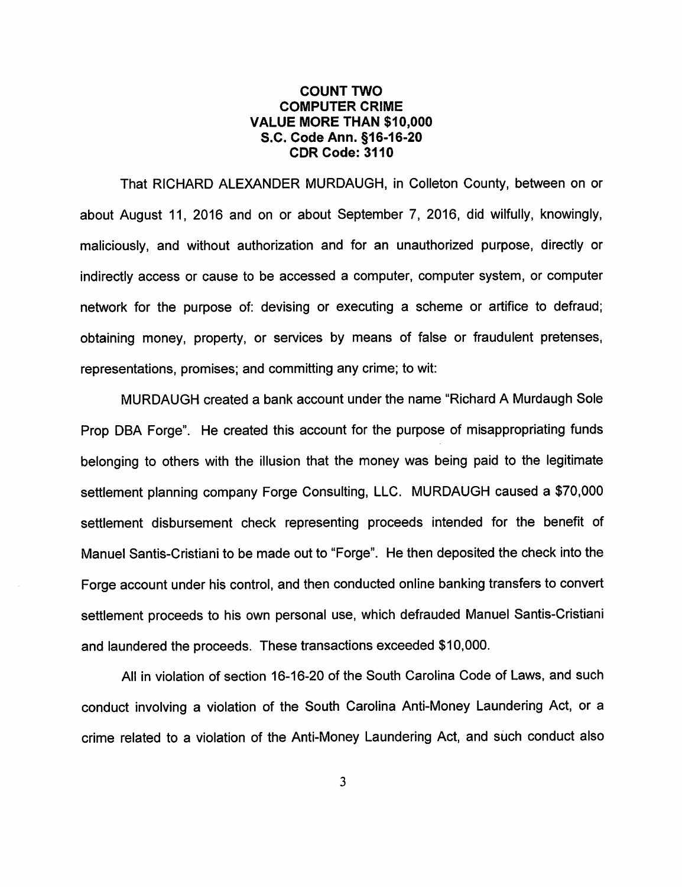**COUNT TWO**
**COMPUTER CRIME**
**VALUE MORE THAN $10,000**
**S.C. Code Ann. §16-16-20**
**CDR Code: 3110**

That RICHARD ALEXANDER MURDAUGH, in Colleton County, between on or about August 11, 2016 and on or about September 7, 2016, did wilfully, knowingly, maliciously, and without authorization and for an unauthorized purpose, directly or indirectly access or cause to be accessed a computer, computer system, or computer network for the purpose of: devising or executing a scheme or artifice to defraud; obtaining money, property, or services by means of false or fraudulent pretenses, representations, promises; and committing any crime; to wit:

MURDAUGH created a bank account under the name "Richard A Murdaugh Sole Prop DBA Forge". He created this account for the purpose of misappropriating funds belonging to others with the illusion that the money was being paid to the legitimate settlement planning company Forge Consulting, LLC. MURDAUGH caused a $70,000 settlement disbursement check representing proceeds intended for the benefit of Manuel Santis-Cristiani to be made out to "Forge". He then deposited the check into the Forge account under his control, and then conducted online banking transfers to convert settlement proceeds to his own personal use, which defrauded Manuel Santis-Cristiani and laundered the proceeds. These transactions exceeded $10,000.

All in violation of section 16-16-20 of the South Carolina Code of Laws, and such conduct involving a violation of the South Carolina Anti-Money Laundering Act, or a crime related to a violation of the Anti-Money Laundering Act, and such conduct also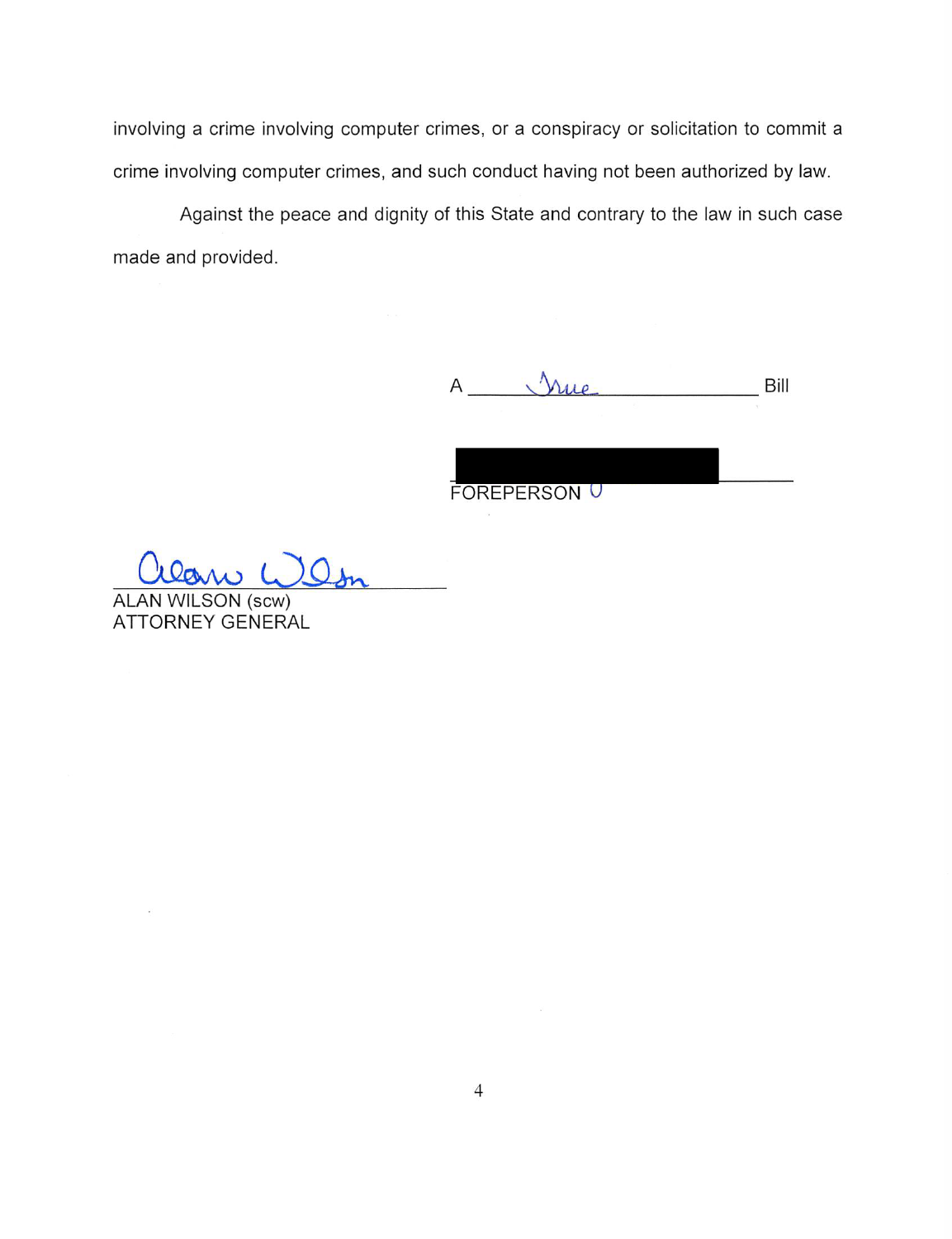involving a crime involving computer crimes, or a conspiracy or solicitation to commit a crime involving computer crimes, and such conduct having not been authorized by law.

Against the peace and dignity of this State and contrary to the law in such case made and provided.

A True Bill

FOREPERSON

ALAN WILSON (scw)
ATTORNEY GENERAL